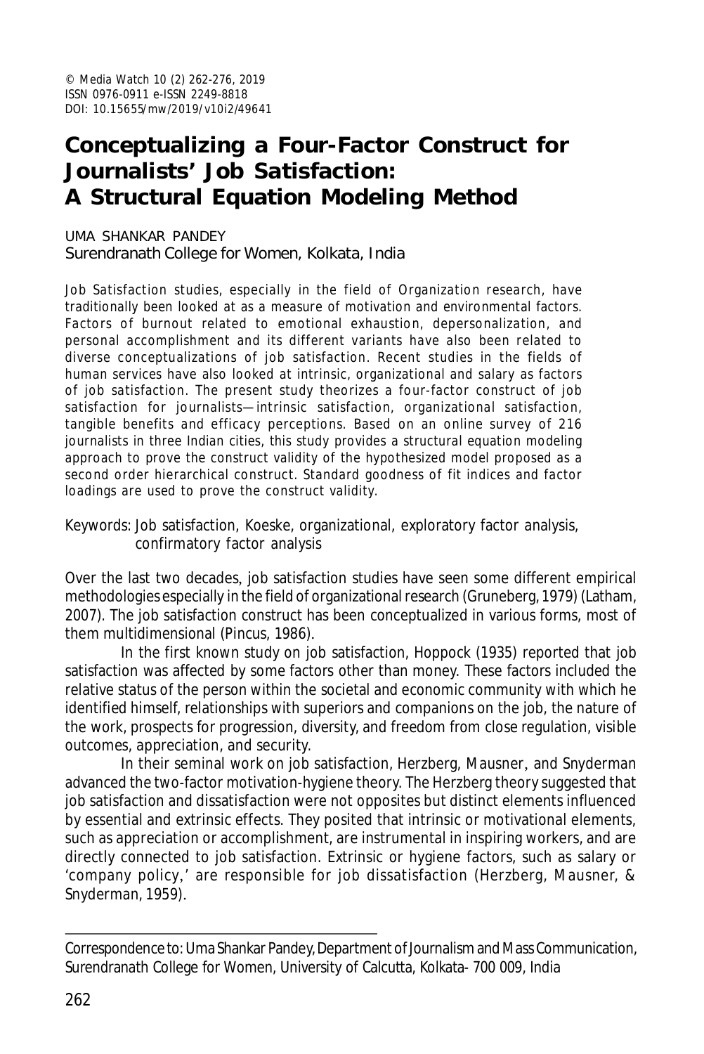© Media Watch 10 (2) 262-276, 2019
ISSN 0976-0911 e-ISSN 2249-8818
DOI: 10.15655/mw/2019/v10i2/49641

# Conceptualizing a Four-Factor Construct for Journalists' Job Satisfaction: A Structural Equation Modeling Method

UMA SHANKAR PANDEY
Surendranath College for Women, Kolkata, India

Job Satisfaction studies, especially in the field of Organization research, have traditionally been looked at as a measure of motivation and environmental factors. Factors of burnout related to emotional exhaustion, depersonalization, and personal accomplishment and its different variants have also been related to diverse conceptualizations of job satisfaction. Recent studies in the fields of human services have also looked at intrinsic, organizational and salary as factors of job satisfaction. The present study theorizes a four-factor construct of job satisfaction for journalists—intrinsic satisfaction, organizational satisfaction, tangible benefits and efficacy perceptions. Based on an online survey of 216 journalists in three Indian cities, this study provides a structural equation modeling approach to prove the construct validity of the hypothesized model proposed as a second order hierarchical construct. Standard goodness of fit indices and factor loadings are used to prove the construct validity.

Keywords: Job satisfaction, Koeske, organizational, exploratory factor analysis, confirmatory factor analysis

Over the last two decades, job satisfaction studies have seen some different empirical methodologies especially in the field of organizational research (Gruneberg, 1979) (Latham, 2007). The job satisfaction construct has been conceptualized in various forms, most of them multidimensional (Pincus, 1986).

In the first known study on job satisfaction, Hoppock (1935) reported that job satisfaction was affected by some factors other than money. These factors included the relative status of the person within the societal and economic community with which he identified himself, relationships with superiors and companions on the job, the nature of the work, prospects for progression, diversity, and freedom from close regulation, visible outcomes, appreciation, and security.

In their seminal work on job satisfaction, Herzberg, Mausner, and Snyderman advanced the two-factor motivation-hygiene theory. The Herzberg theory suggested that job satisfaction and dissatisfaction were not opposites but distinct elements influenced by essential and extrinsic effects. They posited that intrinsic or motivational elements, such as appreciation or accomplishment, are instrumental in inspiring workers, and are directly connected to job satisfaction. Extrinsic or hygiene factors, such as salary or 'company policy,' are responsible for job dissatisfaction (Herzberg, Mausner, & Snyderman, 1959).

---

Correspondence to: Uma Shankar Pandey, Department of Journalism and Mass Communication, Surendranath College for Women, University of Calcutta, Kolkata- 700 009, India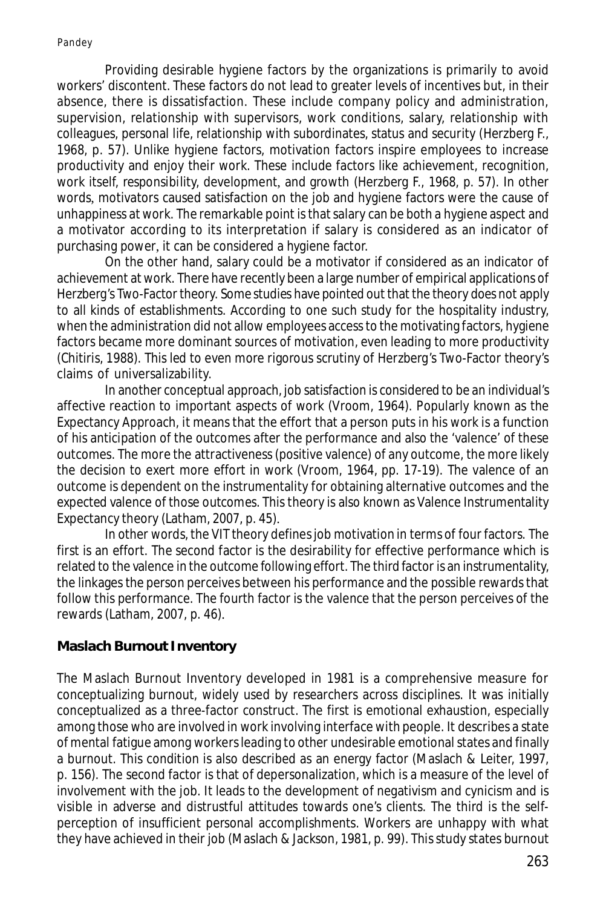Providing desirable hygiene factors by the organizations is primarily to avoid workers' discontent. These factors do not lead to greater levels of incentives but, in their absence, there is dissatisfaction. These include company policy and administration, supervision, relationship with supervisors, work conditions, salary, relationship with colleagues, personal life, relationship with subordinates, status and security (Herzberg F., 1968, p. 57). Unlike hygiene factors, motivation factors inspire employees to increase productivity and enjoy their work. These include factors like achievement, recognition, work itself, responsibility, development, and growth (Herzberg F., 1968, p. 57). In other words, motivators caused satisfaction on the job and hygiene factors were the cause of unhappiness at work. The remarkable point is that salary can be both a hygiene aspect and a motivator according to its interpretation if salary is considered as an indicator of purchasing power, it can be considered a hygiene factor.

On the other hand, salary could be a motivator if considered as an indicator of achievement at work. There have recently been a large number of empirical applications of Herzberg's Two-Factor theory. Some studies have pointed out that the theory does not apply to all kinds of establishments. According to one such study for the hospitality industry, when the administration did not allow employees access to the motivating factors, hygiene factors became more dominant sources of motivation, even leading to more productivity (Chitiris, 1988). This led to even more rigorous scrutiny of Herzberg's Two-Factor theory's claims of universalizability.

In another conceptual approach, job satisfaction is considered to be an individual's affective reaction to important aspects of work (Vroom, 1964). Popularly known as the Expectancy Approach, it means that the effort that a person puts in his work is a function of his anticipation of the outcomes after the performance and also the 'valence' of these outcomes. The more the attractiveness (positive valence) of any outcome, the more likely the decision to exert more effort in work (Vroom, 1964, pp. 17-19). The valence of an outcome is dependent on the instrumentality for obtaining alternative outcomes and the expected valence of those outcomes. This theory is also known as Valence Instrumentality Expectancy theory (Latham, 2007, p. 45).

In other words, the VIT theory defines job motivation in terms of four factors. The first is an effort. The second factor is the desirability for effective performance which is related to the valence in the outcome following effort. The third factor is an instrumentality, the linkages the person perceives between his performance and the possible rewards that follow this performance. The fourth factor is the valence that the person perceives of the rewards (Latham, 2007, p. 46).

## Maslach Burnout Inventory

The Maslach Burnout Inventory developed in 1981 is a comprehensive measure for conceptualizing burnout, widely used by researchers across disciplines. It was initially conceptualized as a three-factor construct. The first is emotional exhaustion, especially among those who are involved in work involving interface with people. It describes a state of mental fatigue among workers leading to other undesirable emotional states and finally a burnout. This condition is also described as an energy factor (Maslach & Leiter, 1997, p. 156). The second factor is that of depersonalization, which is a measure of the level of involvement with the job. It leads to the development of negativism and cynicism and is visible in adverse and distrustful attitudes towards one's clients. The third is the self-perception of insufficient personal accomplishments. Workers are unhappy with what they have achieved in their job (Maslach & Jackson, 1981, p. 99). This study states burnout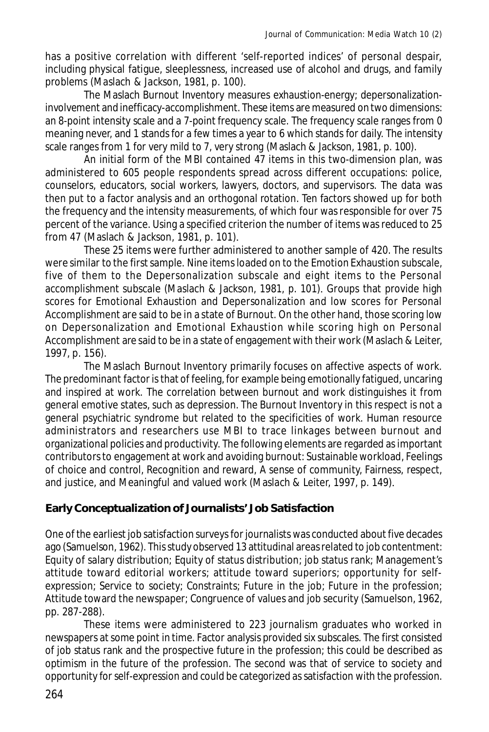has a positive correlation with different 'self-reported indices' of personal despair, including physical fatigue, sleeplessness, increased use of alcohol and drugs, and family problems (Maslach & Jackson, 1981, p. 100).

The Maslach Burnout Inventory measures exhaustion-energy; depersonalization-involvement and inefficacy-accomplishment. These items are measured on two dimensions: an 8-point intensity scale and a 7-point frequency scale. The frequency scale ranges from 0 meaning never, and 1 stands for a few times a year to 6 which stands for daily. The intensity scale ranges from 1 for very mild to 7, very strong (Maslach & Jackson, 1981, p. 100).

An initial form of the MBI contained 47 items in this two-dimension plan, was administered to 605 people respondents spread across different occupations: police, counselors, educators, social workers, lawyers, doctors, and supervisors. The data was then put to a factor analysis and an orthogonal rotation. Ten factors showed up for both the frequency and the intensity measurements, of which four was responsible for over 75 percent of the variance. Using a specified criterion the number of items was reduced to 25 from 47 (Maslach & Jackson, 1981, p. 101).

These 25 items were further administered to another sample of 420. The results were similar to the first sample. Nine items loaded on to the Emotion Exhaustion subscale, five of them to the Depersonalization subscale and eight items to the Personal accomplishment subscale (Maslach & Jackson, 1981, p. 101). Groups that provide high scores for Emotional Exhaustion and Depersonalization and low scores for Personal Accomplishment are said to be in a state of Burnout. On the other hand, those scoring low on Depersonalization and Emotional Exhaustion while scoring high on Personal Accomplishment are said to be in a state of engagement with their work (Maslach & Leiter, 1997, p. 156).

The Maslach Burnout Inventory primarily focuses on affective aspects of work. The predominant factor is that of feeling, for example being emotionally fatigued, uncaring and inspired at work. The correlation between burnout and work distinguishes it from general emotive states, such as depression. The Burnout Inventory in this respect is not a general psychiatric syndrome but related to the specificities of work. Human resource administrators and researchers use MBI to trace linkages between burnout and organizational policies and productivity. The following elements are regarded as important contributors to engagement at work and avoiding burnout: Sustainable workload, Feelings of choice and control, Recognition and reward, A sense of community, Fairness, respect, and justice, and Meaningful and valued work (Maslach & Leiter, 1997, p. 149).

## Early Conceptualization of Journalists' Job Satisfaction

One of the earliest job satisfaction surveys for journalists was conducted about five decades ago (Samuelson, 1962). This study observed 13 attitudinal areas related to job contentment: Equity of salary distribution; Equity of status distribution; job status rank; Management's attitude toward editorial workers; attitude toward superiors; opportunity for self-expression; Service to society; Constraints; Future in the job; Future in the profession; Attitude toward the newspaper; Congruence of values and job security (Samuelson, 1962, pp. 287-288).

These items were administered to 223 journalism graduates who worked in newspapers at some point in time. Factor analysis provided six subscales. The first consisted of job status rank and the prospective future in the profession; this could be described as optimism in the future of the profession. The second was that of service to society and opportunity for self-expression and could be categorized as satisfaction with the profession.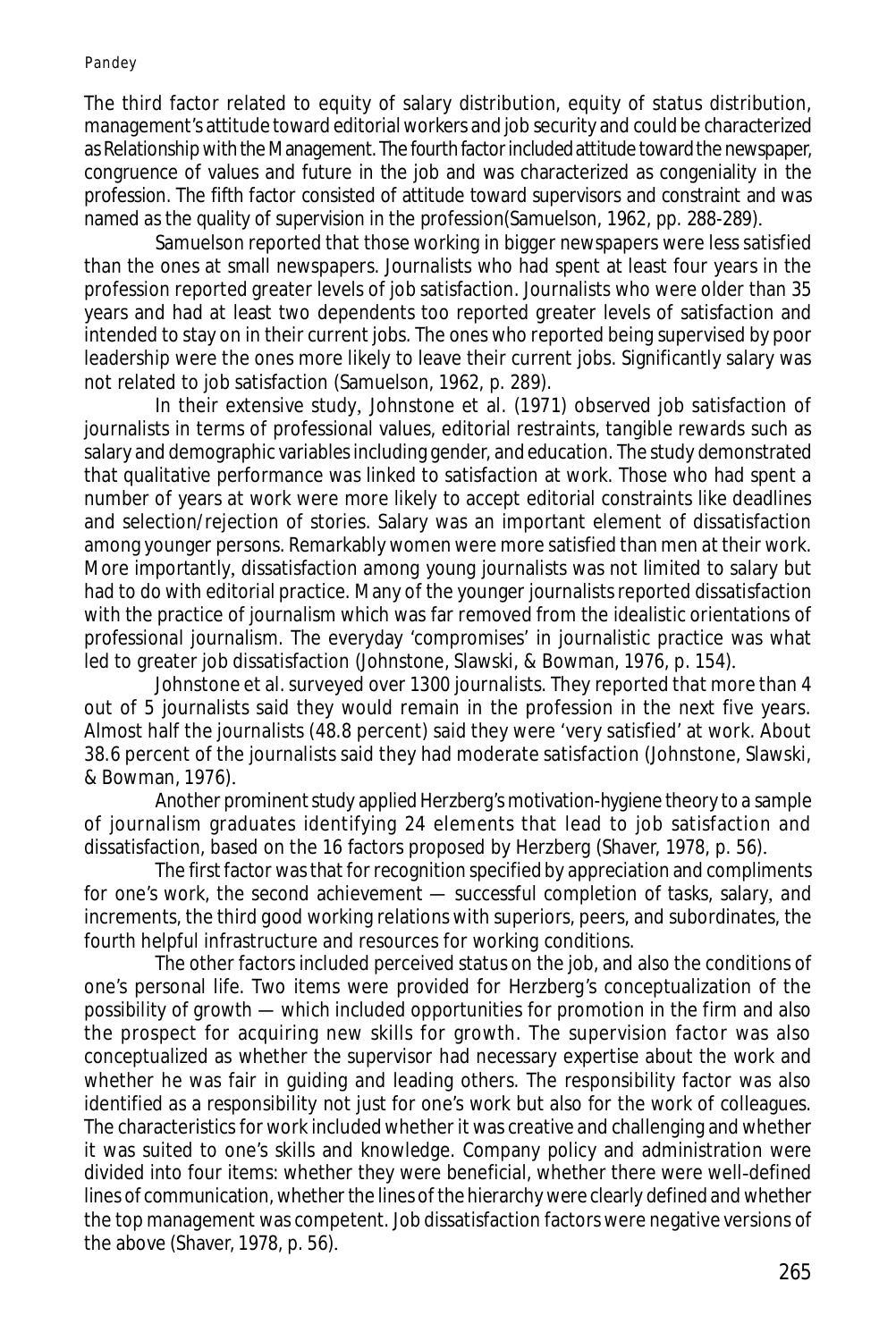The third factor related to equity of salary distribution, equity of status distribution, management's attitude toward editorial workers and job security and could be characterized as Relationship with the Management. The fourth factor included attitude toward the newspaper, congruence of values and future in the job and was characterized as congeniality in the profession. The fifth factor consisted of attitude toward supervisors and constraint and was named as the quality of supervision in the profession(Samuelson, 1962, pp. 288-289).

Samuelson reported that those working in bigger newspapers were less satisfied than the ones at small newspapers. Journalists who had spent at least four years in the profession reported greater levels of job satisfaction. Journalists who were older than 35 years and had at least two dependents too reported greater levels of satisfaction and intended to stay on in their current jobs. The ones who reported being supervised by poor leadership were the ones more likely to leave their current jobs. Significantly salary was not related to job satisfaction (Samuelson, 1962, p. 289).

In their extensive study, Johnstone et al. (1971) observed job satisfaction of journalists in terms of professional values, editorial restraints, tangible rewards such as salary and demographic variables including gender, and education. The study demonstrated that qualitative performance was linked to satisfaction at work. Those who had spent a number of years at work were more likely to accept editorial constraints like deadlines and selection/rejection of stories. Salary was an important element of dissatisfaction among younger persons. Remarkably women were more satisfied than men at their work. More importantly, dissatisfaction among young journalists was not limited to salary but had to do with editorial practice. Many of the younger journalists reported dissatisfaction with the practice of journalism which was far removed from the idealistic orientations of professional journalism. The everyday 'compromises' in journalistic practice was what led to greater job dissatisfaction (Johnstone, Slawski, & Bowman, 1976, p. 154).

Johnstone et al. surveyed over 1300 journalists. They reported that more than 4 out of 5 journalists said they would remain in the profession in the next five years. Almost half the journalists (48.8 percent) said they were 'very satisfied' at work. About 38.6 percent of the journalists said they had moderate satisfaction (Johnstone, Slawski, & Bowman, 1976).

Another prominent study applied Herzberg's motivation-hygiene theory to a sample of journalism graduates identifying 24 elements that lead to job satisfaction and dissatisfaction, based on the 16 factors proposed by Herzberg (Shaver, 1978, p. 56).

The first factor was that for recognition specified by appreciation and compliments for one's work, the second achievement — successful completion of tasks, salary, and increments, the third good working relations with superiors, peers, and subordinates, the fourth helpful infrastructure and resources for working conditions.

The other factors included perceived status on the job, and also the conditions of one's personal life. Two items were provided for Herzberg's conceptualization of the possibility of growth — which included opportunities for promotion in the firm and also the prospect for acquiring new skills for growth. The supervision factor was also conceptualized as whether the supervisor had necessary expertise about the work and whether he was fair in guiding and leading others. The responsibility factor was also identified as a responsibility not just for one's work but also for the work of colleagues. The characteristics for work included whether it was creative and challenging and whether it was suited to one's skills and knowledge. Company policy and administration were divided into four items: whether they were beneficial, whether there were well-defined lines of communication, whether the lines of the hierarchy were clearly defined and whether the top management was competent. Job dissatisfaction factors were negative versions of the above (Shaver, 1978, p. 56).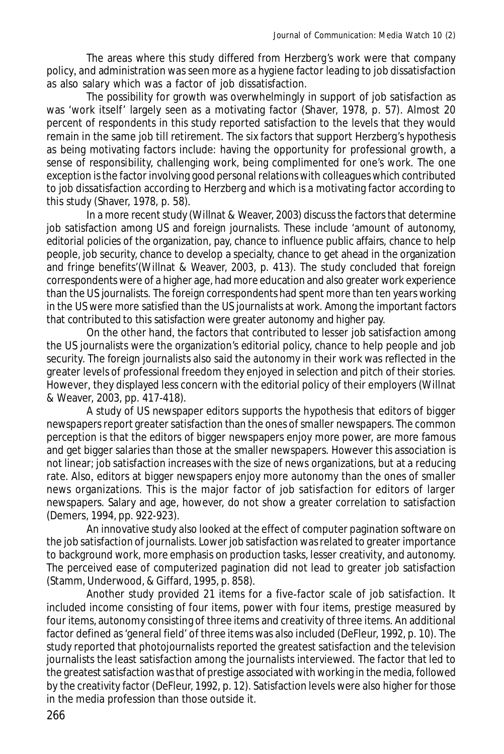The areas where this study differed from Herzberg's work were that company policy, and administration was seen more as a hygiene factor leading to job dissatisfaction as also salary which was a factor of job dissatisfaction.

The possibility for growth was overwhelmingly in support of job satisfaction as was 'work itself' largely seen as a motivating factor (Shaver, 1978, p. 57). Almost 20 percent of respondents in this study reported satisfaction to the levels that they would remain in the same job till retirement. The six factors that support Herzberg's hypothesis as being motivating factors include: having the opportunity for professional growth, a sense of responsibility, challenging work, being complimented for one's work. The one exception is the factor involving good personal relations with colleagues which contributed to job dissatisfaction according to Herzberg and which is a motivating factor according to this study (Shaver, 1978, p. 58).

In a more recent study (Willnat & Weaver, 2003) discuss the factors that determine job satisfaction among US and foreign journalists. These include 'amount of autonomy, editorial policies of the organization, pay, chance to influence public affairs, chance to help people, job security, chance to develop a specialty, chance to get ahead in the organization and fringe benefits'(Willnat & Weaver, 2003, p. 413). The study concluded that foreign correspondents were of a higher age, had more education and also greater work experience than the US journalists. The foreign correspondents had spent more than ten years working in the US were more satisfied than the US journalists at work. Among the important factors that contributed to this satisfaction were greater autonomy and higher pay.

On the other hand, the factors that contributed to lesser job satisfaction among the US journalists were the organization's editorial policy, chance to help people and job security. The foreign journalists also said the autonomy in their work was reflected in the greater levels of professional freedom they enjoyed in selection and pitch of their stories. However, they displayed less concern with the editorial policy of their employers (Willnat & Weaver, 2003, pp. 417-418).

A study of US newspaper editors supports the hypothesis that editors of bigger newspapers report greater satisfaction than the ones of smaller newspapers. The common perception is that the editors of bigger newspapers enjoy more power, are more famous and get bigger salaries than those at the smaller newspapers. However this association is not linear; job satisfaction increases with the size of news organizations, but at a reducing rate. Also, editors at bigger newspapers enjoy more autonomy than the ones of smaller news organizations. This is the major factor of job satisfaction for editors of larger newspapers. Salary and age, however, do not show a greater correlation to satisfaction (Demers, 1994, pp. 922-923).

An innovative study also looked at the effect of computer pagination software on the job satisfaction of journalists. Lower job satisfaction was related to greater importance to background work, more emphasis on production tasks, lesser creativity, and autonomy. The perceived ease of computerized pagination did not lead to greater job satisfaction (Stamm, Underwood, & Giffard, 1995, p. 858).

Another study provided 21 items for a five-factor scale of job satisfaction. It included income consisting of four items, power with four items, prestige measured by four items, autonomy consisting of three items and creativity of three items. An additional factor defined as 'general field' of three items was also included (DeFleur, 1992, p. 10). The study reported that photojournalists reported the greatest satisfaction and the television journalists the least satisfaction among the journalists interviewed. The factor that led to the greatest satisfaction was that of prestige associated with working in the media, followed by the creativity factor (DeFleur, 1992, p. 12). Satisfaction levels were also higher for those in the media profession than those outside it.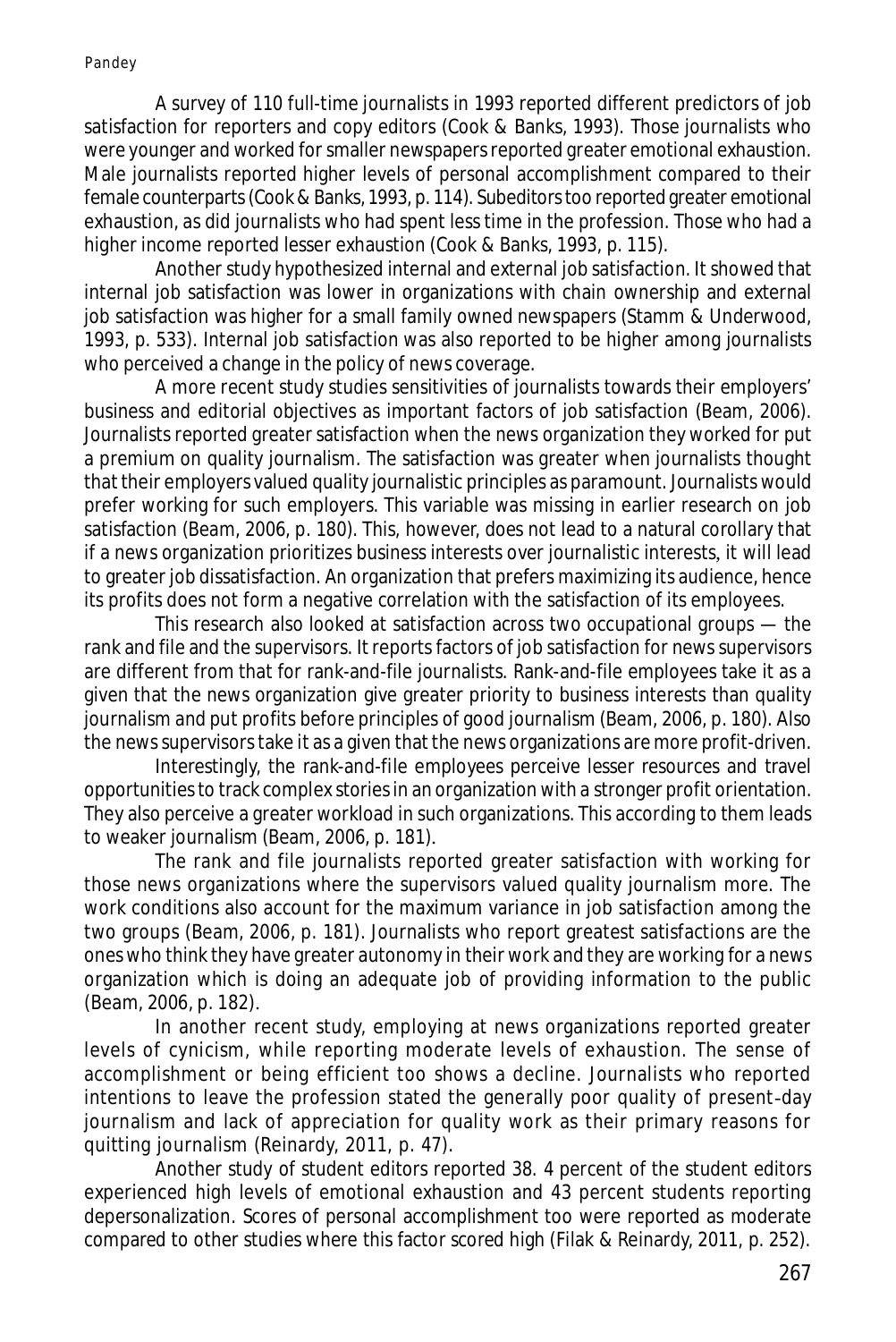A survey of 110 full-time journalists in 1993 reported different predictors of job satisfaction for reporters and copy editors (Cook & Banks, 1993). Those journalists who were younger and worked for smaller newspapers reported greater emotional exhaustion. Male journalists reported higher levels of personal accomplishment compared to their female counterparts (Cook & Banks, 1993, p. 114). Subeditors too reported greater emotional exhaustion, as did journalists who had spent less time in the profession. Those who had a higher income reported lesser exhaustion (Cook & Banks, 1993, p. 115).

Another study hypothesized internal and external job satisfaction. It showed that internal job satisfaction was lower in organizations with chain ownership and external job satisfaction was higher for a small family owned newspapers (Stamm & Underwood, 1993, p. 533). Internal job satisfaction was also reported to be higher among journalists who perceived a change in the policy of news coverage.

A more recent study studies sensitivities of journalists towards their employers' business and editorial objectives as important factors of job satisfaction (Beam, 2006). Journalists reported greater satisfaction when the news organization they worked for put a premium on quality journalism. The satisfaction was greater when journalists thought that their employers valued quality journalistic principles as paramount. Journalists would prefer working for such employers. This variable was missing in earlier research on job satisfaction (Beam, 2006, p. 180). This, however, does not lead to a natural corollary that if a news organization prioritizes business interests over journalistic interests, it will lead to greater job dissatisfaction. An organization that prefers maximizing its audience, hence its profits does not form a negative correlation with the satisfaction of its employees.

This research also looked at satisfaction across two occupational groups — the rank and file and the supervisors. It reports factors of job satisfaction for news supervisors are different from that for rank-and-file journalists. Rank-and-file employees take it as a given that the news organization give greater priority to business interests than quality journalism and put profits before principles of good journalism (Beam, 2006, p. 180). Also the news supervisors take it as a given that the news organizations are more profit-driven.

Interestingly, the rank-and-file employees perceive lesser resources and travel opportunities to track complex stories in an organization with a stronger profit orientation. They also perceive a greater workload in such organizations. This according to them leads to weaker journalism (Beam, 2006, p. 181).

The rank and file journalists reported greater satisfaction with working for those news organizations where the supervisors valued quality journalism more. The work conditions also account for the maximum variance in job satisfaction among the two groups (Beam, 2006, p. 181). Journalists who report greatest satisfactions are the ones who think they have greater autonomy in their work and they are working for a news organization which is doing an adequate job of providing information to the public (Beam, 2006, p. 182).

In another recent study, employing at news organizations reported greater levels of cynicism, while reporting moderate levels of exhaustion. The sense of accomplishment or being efficient too shows a decline. Journalists who reported intentions to leave the profession stated the generally poor quality of present-day journalism and lack of appreciation for quality work as their primary reasons for quitting journalism (Reinardy, 2011, p. 47).

Another study of student editors reported 38. 4 percent of the student editors experienced high levels of emotional exhaustion and 43 percent students reporting depersonalization. Scores of personal accomplishment too were reported as moderate compared to other studies where this factor scored high (Filak & Reinardy, 2011, p. 252).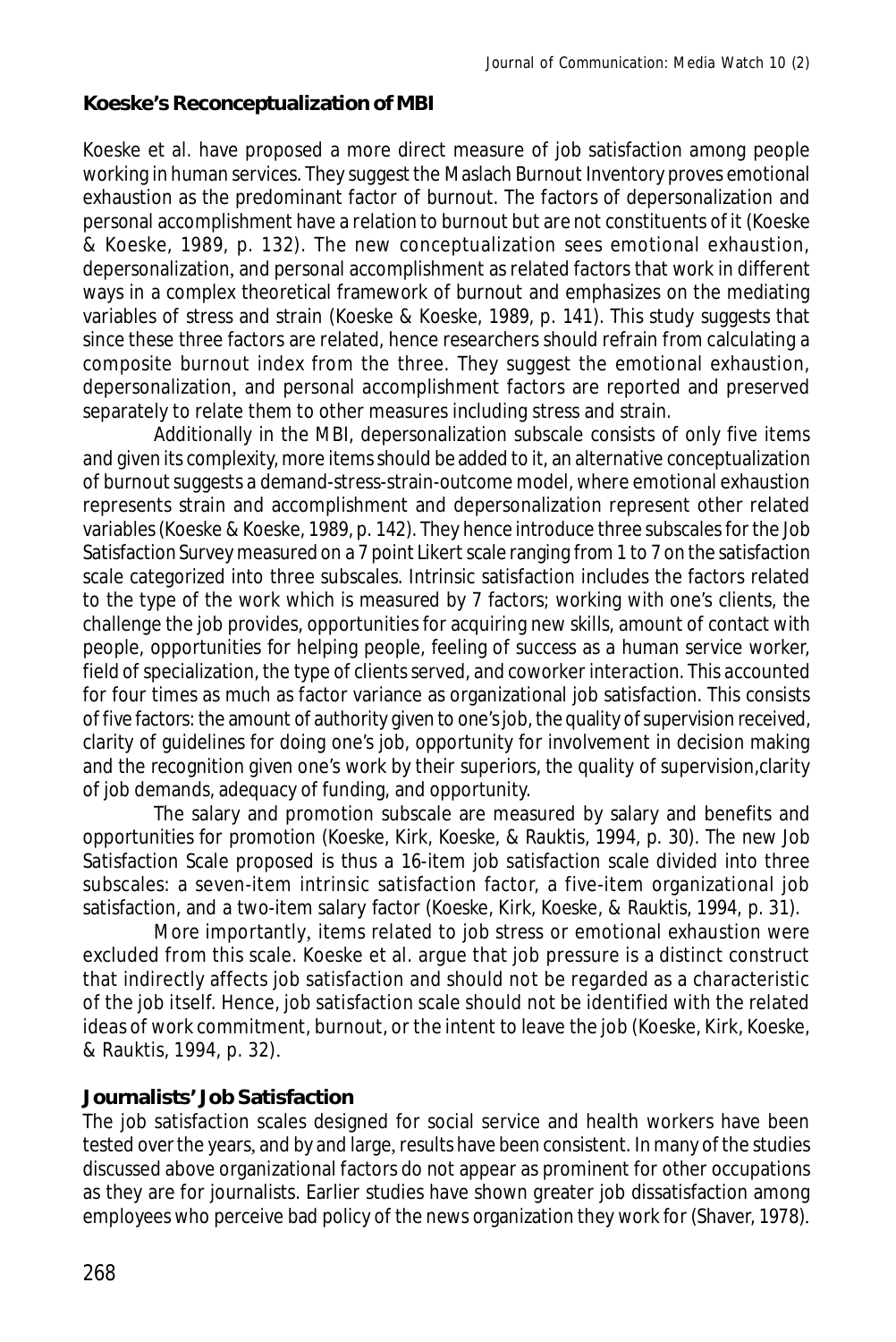### Koeske's Reconceptualization of MBI

Koeske et al. have proposed a more direct measure of job satisfaction among people working in human services. They suggest the Maslach Burnout Inventory proves emotional exhaustion as the predominant factor of burnout. The factors of depersonalization and personal accomplishment have a relation to burnout but are not constituents of it (Koeske & Koeske, 1989, p. 132). The new conceptualization sees emotional exhaustion, depersonalization, and personal accomplishment as related factors that work in different ways in a complex theoretical framework of burnout and emphasizes on the mediating variables of stress and strain (Koeske & Koeske, 1989, p. 141). This study suggests that since these three factors are related, hence researchers should refrain from calculating a composite burnout index from the three. They suggest the emotional exhaustion, depersonalization, and personal accomplishment factors are reported and preserved separately to relate them to other measures including stress and strain.

Additionally in the MBI, depersonalization subscale consists of only five items and given its complexity, more items should be added to it, an alternative conceptualization of burnout suggests a demand-stress-strain-outcome model, where emotional exhaustion represents strain and accomplishment and depersonalization represent other related variables (Koeske & Koeske, 1989, p. 142). They hence introduce three subscales for the Job Satisfaction Survey measured on a 7 point Likert scale ranging from 1 to 7 on the satisfaction scale categorized into three subscales. Intrinsic satisfaction includes the factors related to the type of the work which is measured by 7 factors; working with one's clients, the challenge the job provides, opportunities for acquiring new skills, amount of contact with people, opportunities for helping people, feeling of success as a human service worker, field of specialization, the type of clients served, and coworker interaction. This accounted for four times as much as factor variance as organizational job satisfaction. This consists of five factors: the amount of authority given to one's job, the quality of supervision received, clarity of guidelines for doing one's job, opportunity for involvement in decision making and the recognition given one's work by their superiors, the quality of supervision,clarity of job demands, adequacy of funding, and opportunity.

The salary and promotion subscale are measured by salary and benefits and opportunities for promotion (Koeske, Kirk, Koeske, & Rauktis, 1994, p. 30). The new Job Satisfaction Scale proposed is thus a 16-item job satisfaction scale divided into three subscales: a seven-item intrinsic satisfaction factor, a five-item organizational job satisfaction, and a two-item salary factor (Koeske, Kirk, Koeske, & Rauktis, 1994, p. 31).

More importantly, items related to job stress or emotional exhaustion were excluded from this scale. Koeske et al. argue that job pressure is a distinct construct that indirectly affects job satisfaction and should not be regarded as a characteristic of the job itself. Hence, job satisfaction scale should not be identified with the related ideas of work commitment, burnout, or the intent to leave the job (Koeske, Kirk, Koeske, & Rauktis, 1994, p. 32).

### Journalists' Job Satisfaction

The job satisfaction scales designed for social service and health workers have been tested over the years, and by and large, results have been consistent. In many of the studies discussed above organizational factors do not appear as prominent for other occupations as they are for journalists. Earlier studies have shown greater job dissatisfaction among employees who perceive bad policy of the news organization they work for (Shaver, 1978).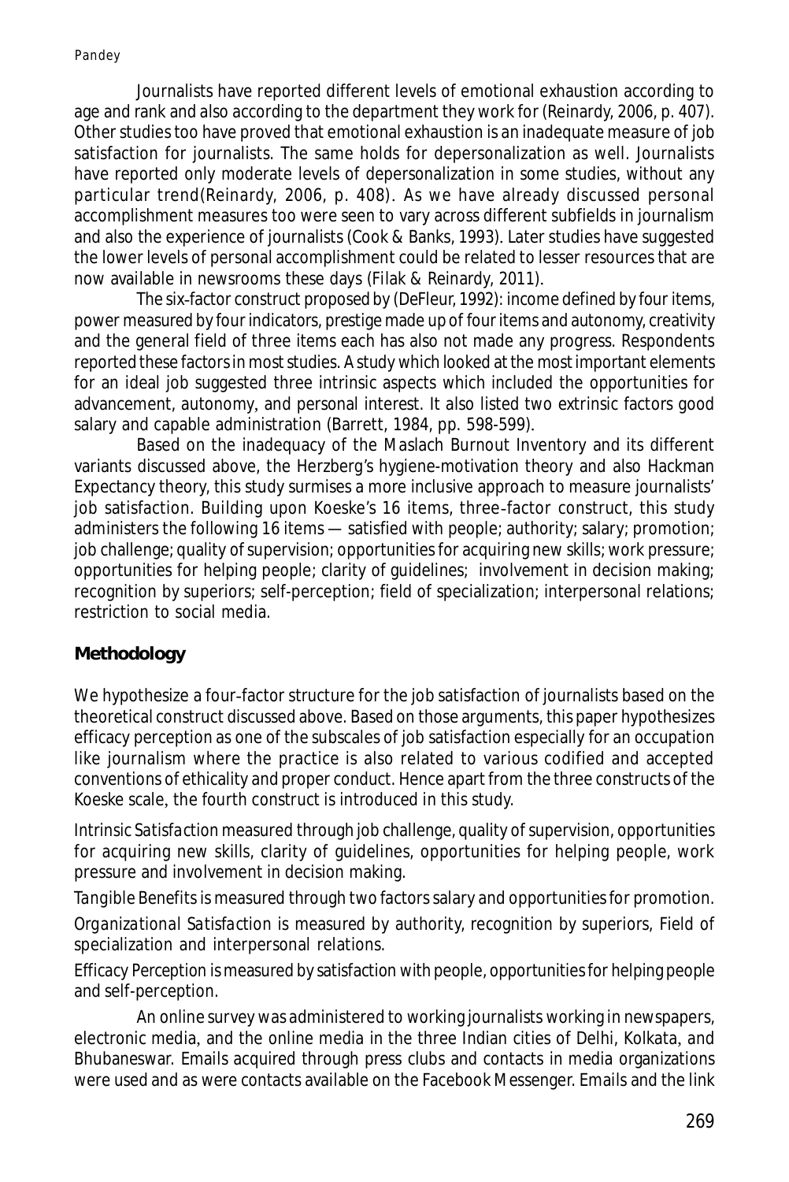Journalists have reported different levels of emotional exhaustion according to age and rank and also according to the department they work for (Reinardy, 2006, p. 407). Other studies too have proved that emotional exhaustion is an inadequate measure of job satisfaction for journalists. The same holds for depersonalization as well. Journalists have reported only moderate levels of depersonalization in some studies, without any particular trend(Reinardy, 2006, p. 408). As we have already discussed personal accomplishment measures too were seen to vary across different subfields in journalism and also the experience of journalists (Cook & Banks, 1993). Later studies have suggested the lower levels of personal accomplishment could be related to lesser resources that are now available in newsrooms these days (Filak & Reinardy, 2011).

The six-factor construct proposed by (DeFleur, 1992): income defined by four items, power measured by four indicators, prestige made up of four items and autonomy, creativity and the general field of three items each has also not made any progress. Respondents reported these factors in most studies. A study which looked at the most important elements for an ideal job suggested three intrinsic aspects which included the opportunities for advancement, autonomy, and personal interest. It also listed two extrinsic factors good salary and capable administration (Barrett, 1984, pp. 598-599).

Based on the inadequacy of the Maslach Burnout Inventory and its different variants discussed above, the Herzberg's hygiene-motivation theory and also Hackman Expectancy theory, this study surmises a more inclusive approach to measure journalists' job satisfaction. Building upon Koeske's 16 items, three-factor construct, this study administers the following 16 items — satisfied with people; authority; salary; promotion; job challenge; quality of supervision; opportunities for acquiring new skills; work pressure; opportunities for helping people; clarity of guidelines; involvement in decision making; recognition by superiors; self-perception; field of specialization; interpersonal relations; restriction to social media.

## Methodology

We hypothesize a four-factor structure for the job satisfaction of journalists based on the theoretical construct discussed above. Based on those arguments, this paper hypothesizes efficacy perception as one of the subscales of job satisfaction especially for an occupation like journalism where the practice is also related to various codified and accepted conventions of ethicality and proper conduct. Hence apart from the three constructs of the Koeske scale, the fourth construct is introduced in this study.

*Intrinsic Satisfaction* measured through job challenge, quality of supervision, opportunities for acquiring new skills, clarity of guidelines, opportunities for helping people, work pressure and involvement in decision making.

*Tangible Benefits* is measured through two factors salary and opportunities for promotion.

*Organizational Satisfaction* is measured by authority, recognition by superiors, Field of specialization and interpersonal relations.

*Efficacy Perception* is measured by satisfaction with people, opportunities for helping people and self-perception.

An online survey was administered to working journalists working in newspapers, electronic media, and the online media in the three Indian cities of Delhi, Kolkata, and Bhubaneswar. Emails acquired through press clubs and contacts in media organizations were used and as were contacts available on the Facebook Messenger. Emails and the link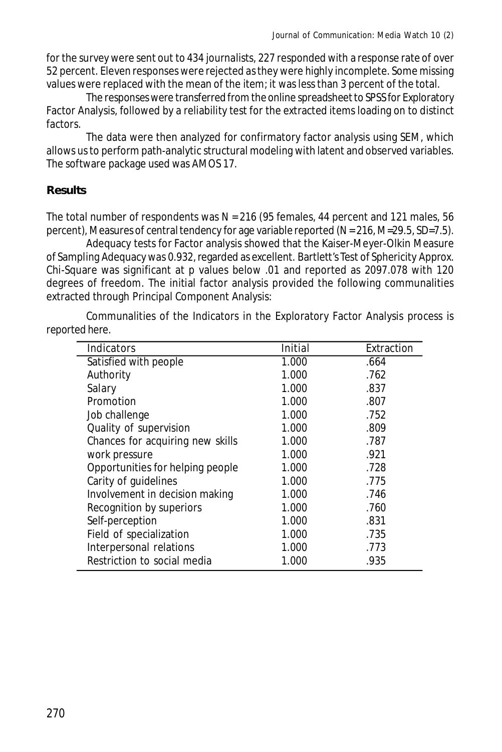for the survey were sent out to 434 journalists, 227 responded with a response rate of over 52 percent. Eleven responses were rejected as they were highly incomplete. Some missing values were replaced with the mean of the item; it was less than 3 percent of the total.

The responses were transferred from the online spreadsheet to SPSS for Exploratory Factor Analysis, followed by a reliability test for the extracted items loading on to distinct factors.

The data were then analyzed for confirmatory factor analysis using SEM, which allows us to perform path-analytic structural modeling with latent and observed variables. The software package used was AMOS 17.

**Results**

The total number of respondents was $N = 216$ (95 females, 44 percent and 121 males, 56 percent), Measures of central tendency for age variable reported ($N = 216$, $M=29.5$, $SD=7.5$).

Adequacy tests for Factor analysis showed that the Kaiser-Meyer-Olkin Measure of Sampling Adequacy was 0.932, regarded as excellent. Bartlett's Test of Sphericity Approx. Chi-Square was significant at p values below .01 and reported as 2097.078 with 120 degrees of freedom. The initial factor analysis provided the following communalities extracted through Principal Component Analysis:

Communalities of the Indicators in the Exploratory Factor Analysis process is reported here.

| Indicators | Initial | Extraction |
|---|---|---|
| Satisfied with people | 1.000 | .664 |
| Authority | 1.000 | .762 |
| Salary | 1.000 | .837 |
| Promotion | 1.000 | .807 |
| Job challenge | 1.000 | .752 |
| Quality of supervision | 1.000 | .809 |
| Chances for acquiring new skills | 1.000 | .787 |
| work pressure | 1.000 | .921 |
| Opportunities for helping people | 1.000 | .728 |
| Carity of guidelines | 1.000 | .775 |
| Involvement in decision making | 1.000 | .746 |
| Recognition by superiors | 1.000 | .760 |
| Self-perception | 1.000 | .831 |
| Field of specialization | 1.000 | .735 |
| Interpersonal relations | 1.000 | .773 |
| Restriction to social media | 1.000 | .935 |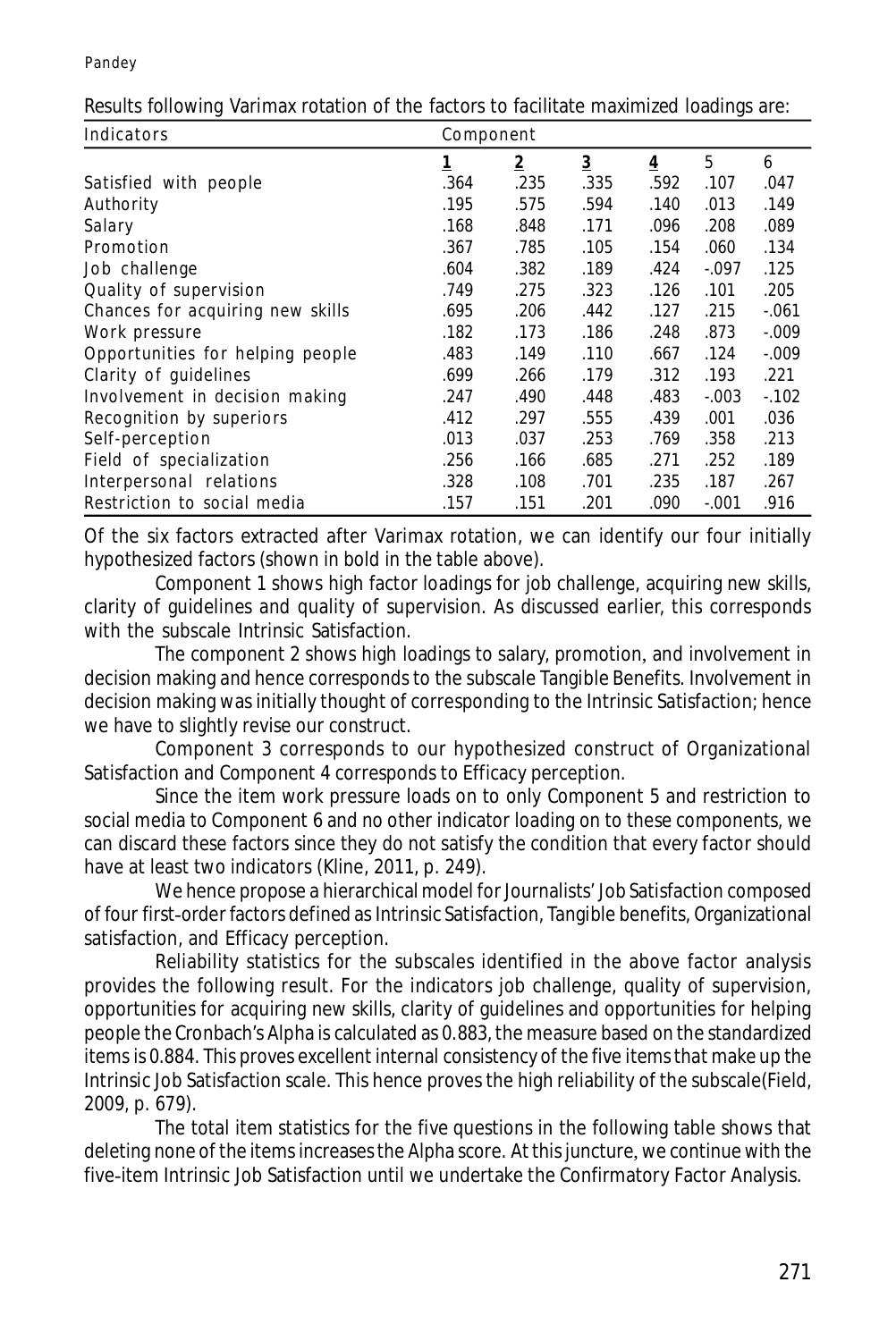Results following Varimax rotation of the factors to facilitate maximized loadings are:

| Indicators | Component | | | | | |
|---|---|---|---|---|---|---|
| | **1** | **2** | **3** | **4** | 5 | 6 |
| Satisfied with people | .364 | .235 | .335 | .592 | .107 | .047 |
| Authority | .195 | .575 | .594 | .140 | .013 | .149 |
| Salary | .168 | .848 | .171 | .096 | .208 | .089 |
| Promotion | .367 | .785 | .105 | .154 | .060 | .134 |
| Job challenge | .604 | .382 | .189 | .424 | -.097 | .125 |
| Quality of supervision | .749 | .275 | .323 | .126 | .101 | .205 |
| Chances for acquiring new skills | .695 | .206 | .442 | .127 | .215 | -.061 |
| Work pressure | .182 | .173 | .186 | .248 | .873 | -.009 |
| Opportunities for helping people | .483 | .149 | .110 | .667 | .124 | -.009 |
| Clarity of guidelines | .699 | .266 | .179 | .312 | .193 | .221 |
| Involvement in decision making | .247 | .490 | .448 | .483 | -.003 | -.102 |
| Recognition by superiors | .412 | .297 | .555 | .439 | .001 | .036 |
| Self-perception | .013 | .037 | .253 | .769 | .358 | .213 |
| Field of specialization | .256 | .166 | .685 | .271 | .252 | .189 |
| Interpersonal relations | .328 | .108 | .701 | .235 | .187 | .267 |
| Restriction to social media | .157 | .151 | .201 | .090 | -.001 | .916 |

Of the six factors extracted after Varimax rotation, we can identify our four initially hypothesized factors (shown in bold in the table above).

Component 1 shows high factor loadings for job challenge, acquiring new skills, clarity of guidelines and quality of supervision. As discussed earlier, this corresponds with the subscale Intrinsic Satisfaction.

The component 2 shows high loadings to salary, promotion, and involvement in decision making and hence corresponds to the subscale Tangible Benefits. Involvement in decision making was initially thought of corresponding to the Intrinsic Satisfaction; hence we have to slightly revise our construct.

Component 3 corresponds to our hypothesized construct of Organizational Satisfaction and Component 4 corresponds to Efficacy perception.

Since the item work pressure loads on to only Component 5 and restriction to social media to Component 6 and no other indicator loading on to these components, we can discard these factors since they do not satisfy the condition that every factor should have at least two indicators (Kline, 2011, p. 249).

We hence propose a hierarchical model for Journalists' Job Satisfaction composed of four first-order factors defined as Intrinsic Satisfaction, Tangible benefits, Organizational satisfaction, and Efficacy perception.

Reliability statistics for the subscales identified in the above factor analysis provides the following result. For the indicators job challenge, quality of supervision, opportunities for acquiring new skills, clarity of guidelines and opportunities for helping people the Cronbach's Alpha is calculated as 0.883, the measure based on the standardized items is 0.884. This proves excellent internal consistency of the five items that make up the Intrinsic Job Satisfaction scale. This hence proves the high reliability of the subscale(Field, 2009, p. 679).

The total item statistics for the five questions in the following table shows that deleting none of the items increases the Alpha score. At this juncture, we continue with the five-item Intrinsic Job Satisfaction until we undertake the Confirmatory Factor Analysis.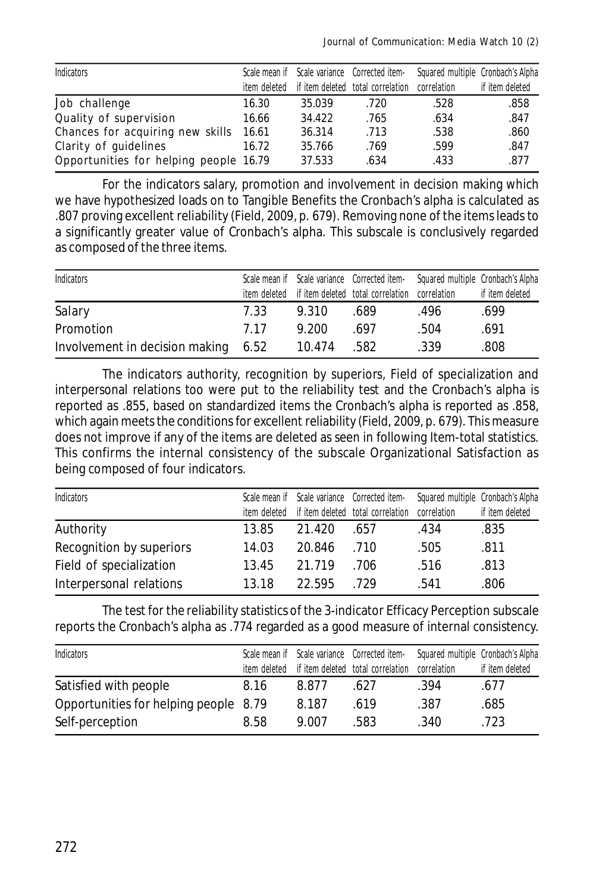| Indicators | Scale mean if item deleted | Scale variance if item deleted | Corrected item-total correlation | Squared multiple correlation | Cronbach's Alpha if item deleted |
|---|---|---|---|---|---|
| Job challenge | 16.30 | 35.039 | .720 | .528 | .858 |
| Quality of supervision | 16.66 | 34.422 | .765 | .634 | .847 |
| Chances for acquiring new skills | 16.61 | 36.314 | .713 | .538 | .860 |
| Clarity of guidelines | 16.72 | 35.766 | .769 | .599 | .847 |
| Opportunities for helping people | 16.79 | 37.533 | .634 | .433 | .877 |

For the indicators salary, promotion and involvement in decision making which we have hypothesized loads on to Tangible Benefits the Cronbach's alpha is calculated as .807 proving excellent reliability (Field, 2009, p. 679). Removing none of the items leads to a significantly greater value of Cronbach's alpha. This subscale is conclusively regarded as composed of the three items.

| Indicators | Scale mean if item deleted | Scale variance if item deleted | Corrected item-total correlation | Squared multiple correlation | Cronbach's Alpha if item deleted |
|---|---|---|---|---|---|
| Salary | 7.33 | 9.310 | .689 | .496 | .699 |
| Promotion | 7.17 | 9.200 | .697 | .504 | .691 |
| Involvement in decision making | 6.52 | 10.474 | .582 | .339 | .808 |

The indicators authority, recognition by superiors, Field of specialization and interpersonal relations too were put to the reliability test and the Cronbach's alpha is reported as .855, based on standardized items the Cronbach's alpha is reported as .858, which again meets the conditions for excellent reliability (Field, 2009, p. 679). This measure does not improve if any of the items are deleted as seen in following Item-total statistics. This confirms the internal consistency of the subscale Organizational Satisfaction as being composed of four indicators.

| Indicators | Scale mean if item deleted | Scale variance if item deleted | Corrected item-total correlation | Squared multiple correlation | Cronbach's Alpha if item deleted |
|---|---|---|---|---|---|
| Authority | 13.85 | 21.420 | .657 | .434 | .835 |
| Recognition by superiors | 14.03 | 20.846 | .710 | .505 | .811 |
| Field of specialization | 13.45 | 21.719 | .706 | .516 | .813 |
| Interpersonal relations | 13.18 | 22.595 | .729 | .541 | .806 |

The test for the reliability statistics of the 3-indicator Efficacy Perception subscale reports the Cronbach's alpha as .774 regarded as a good measure of internal consistency.

| Indicators | Scale mean if item deleted | Scale variance if item deleted | Corrected item-total correlation | Squared multiple correlation | Cronbach's Alpha if item deleted |
|---|---|---|---|---|---|
| Satisfied with people | 8.16 | 8.877 | .627 | .394 | .677 |
| Opportunities for helping people | 8.79 | 8.187 | .619 | .387 | .685 |
| Self-perception | 8.58 | 9.007 | .583 | .340 | .723 |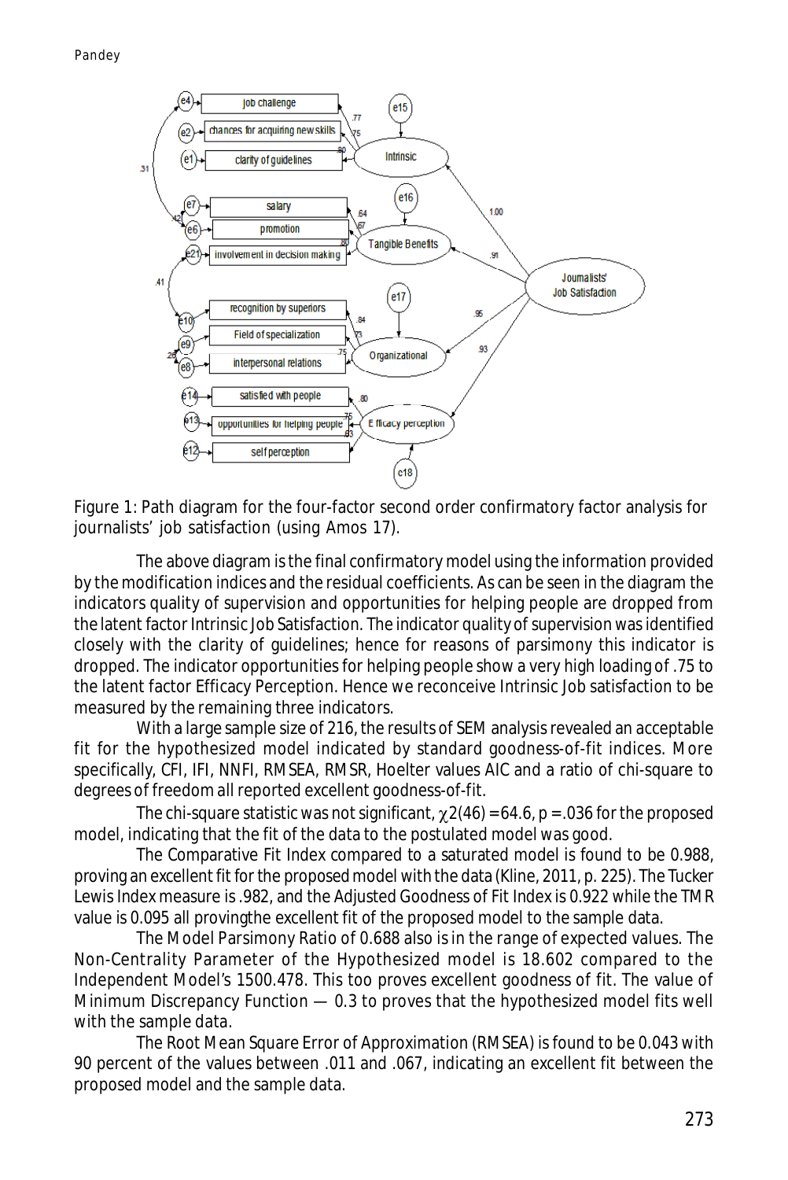Figure 1: Path diagram for the four-factor second order confirmatory factor analysis for journalists' job satisfaction (using Amos 17).

The above diagram is the final confirmatory model using the information provided by the modification indices and the residual coefficients. As can be seen in the diagram the indicators quality of supervision and opportunities for helping people are dropped from the latent factor Intrinsic Job Satisfaction. The indicator quality of supervision was identified closely with the clarity of guidelines; hence for reasons of parsimony this indicator is dropped. The indicator opportunities for helping people show a very high loading of .75 to the latent factor Efficacy Perception. Hence we reconceive Intrinsic Job satisfaction to be measured by the remaining three indicators.

With a large sample size of 216, the results of SEM analysis revealed an acceptable fit for the hypothesized model indicated by standard goodness-of-fit indices. More specifically, CFI, IFI, NNFI, RMSEA, RMSR, Hoelter values AIC and a ratio of chi-square to degrees of freedom all reported excellent goodness-of-fit.

The chi-square statistic was not significant, $\chi 2(46) = 64.6$, $p = .036$ for the proposed model, indicating that the fit of the data to the postulated model was good.

The Comparative Fit Index compared to a saturated model is found to be 0.988, proving an excellent fit for the proposed model with the data (Kline, 2011, p. 225). The Tucker Lewis Index measure is .982, and the Adjusted Goodness of Fit Index is 0.922 while the TMR value is 0.095 all provingthe excellent fit of the proposed model to the sample data.

The Model Parsimony Ratio of 0.688 also is in the range of expected values. The Non-Centrality Parameter of the Hypothesized model is 18.602 compared to the Independent Model's 1500.478. This too proves excellent goodness of fit. The value of Minimum Discrepancy Function — 0.3 to proves that the hypothesized model fits well with the sample data.

The Root Mean Square Error of Approximation (RMSEA) is found to be 0.043 with 90 percent of the values between .011 and .067, indicating an excellent fit between the proposed model and the sample data.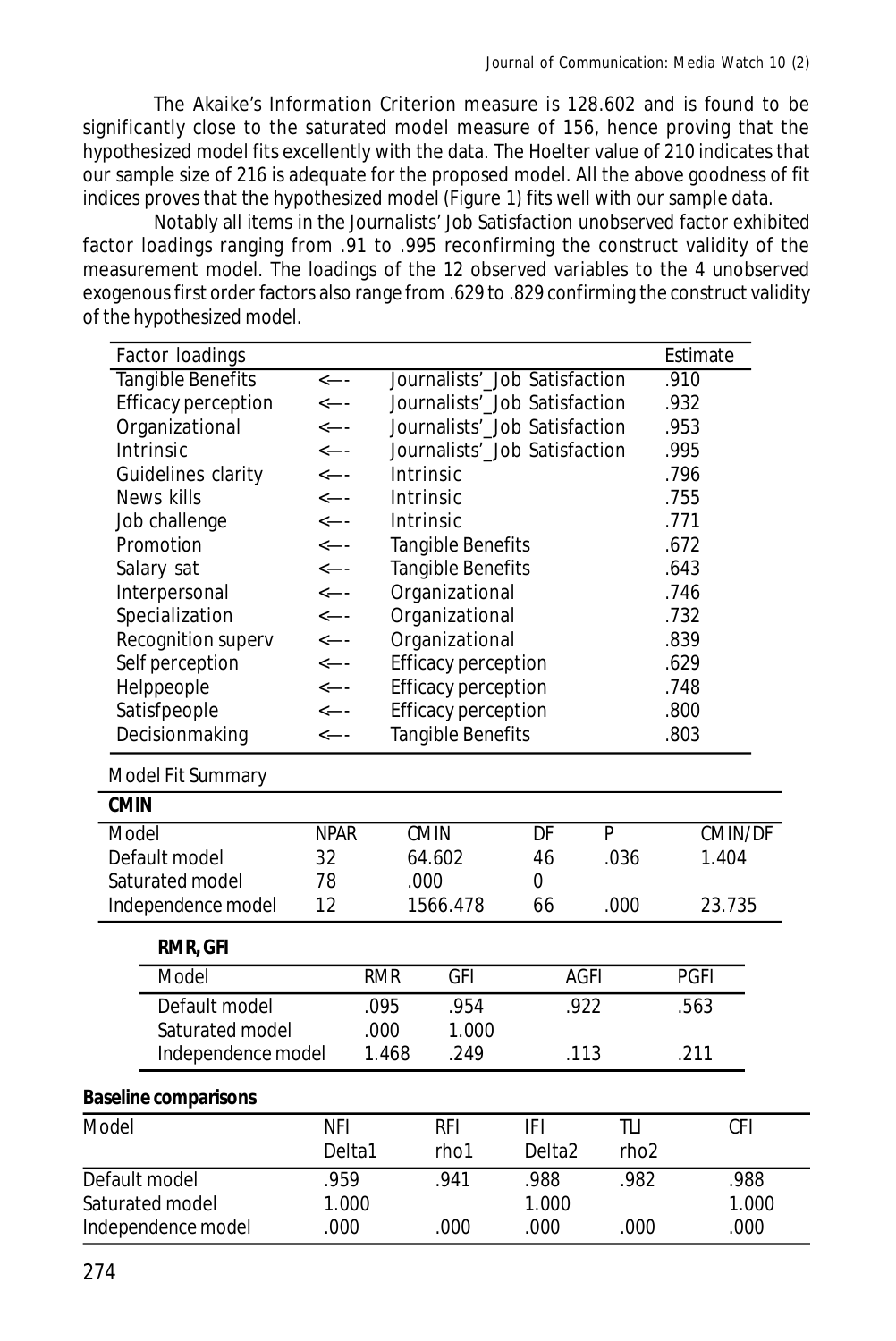The Akaike's Information Criterion measure is 128.602 and is found to be significantly close to the saturated model measure of 156, hence proving that the hypothesized model fits excellently with the data. The Hoelter value of 210 indicates that our sample size of 216 is adequate for the proposed model. All the above goodness of fit indices proves that the hypothesized model (Figure 1) fits well with our sample data.

Notably all items in the Journalists' Job Satisfaction unobserved factor exhibited factor loadings ranging from .91 to .995 reconfirming the construct validity of the measurement model. The loadings of the 12 observed variables to the 4 unobserved exogenous first order factors also range from .629 to .829 confirming the construct validity of the hypothesized model.

| Factor loadings | | | Estimate |
|---|---|---|---|
| Tangible Benefits | <--- | Journalists'_Job Satisfaction | .910 |
| Efficacy perception | <--- | Journalists'_Job Satisfaction | .932 |
| Organizational | <--- | Journalists'_Job Satisfaction | .953 |
| Intrinsic | <--- | Journalists'_Job Satisfaction | .995 |
| Guidelines clarity | <--- | Intrinsic | .796 |
| News kills | <--- | Intrinsic | .755 |
| Job challenge | <--- | Intrinsic | .771 |
| Promotion | <--- | Tangible Benefits | .672 |
| Salary sat | <--- | Tangible Benefits | .643 |
| Interpersonal | <--- | Organizational | .746 |
| Specialization | <--- | Organizational | .732 |
| Recognition superv | <--- | Organizational | .839 |
| Self perception | <--- | Efficacy perception | .629 |
| Helppeople | <--- | Efficacy perception | .748 |
| Satisfpeople | <--- | Efficacy perception | .800 |
| Decisionmaking | <--- | Tangible Benefits | .803 |

Model Fit Summary

**CMIN**

| Model | NPAR | CMIN | DF | P | CMIN/DF |
|---|---|---|---|---|---|
| Default model | 32 | 64.602 | 46 | .036 | 1.404 |
| Saturated model | 78 | .000 | 0 | | |
| Independence model | 12 | 1566.478 | 66 | .000 | 23.735 |

**RMR, GFI**

| Model | RMR | GFI | AGFI | PGFI |
|---|---|---|---|---|
| Default model | .095 | .954 | .922 | .563 |
| Saturated model | .000 | 1.000 | | |
| Independence model | 1.468 | .249 | .113 | .211 |

**Baseline comparisons**

| Model | NFI Delta1 | RFI rho1 | IFI Delta2 | TLI rho2 | CFI |
|---|---|---|---|---|---|
| Default model | .959 | .941 | .988 | .982 | .988 |
| Saturated model | 1.000 | | 1.000 | | 1.000 |
| Independence model | .000 | .000 | .000 | .000 | .000 |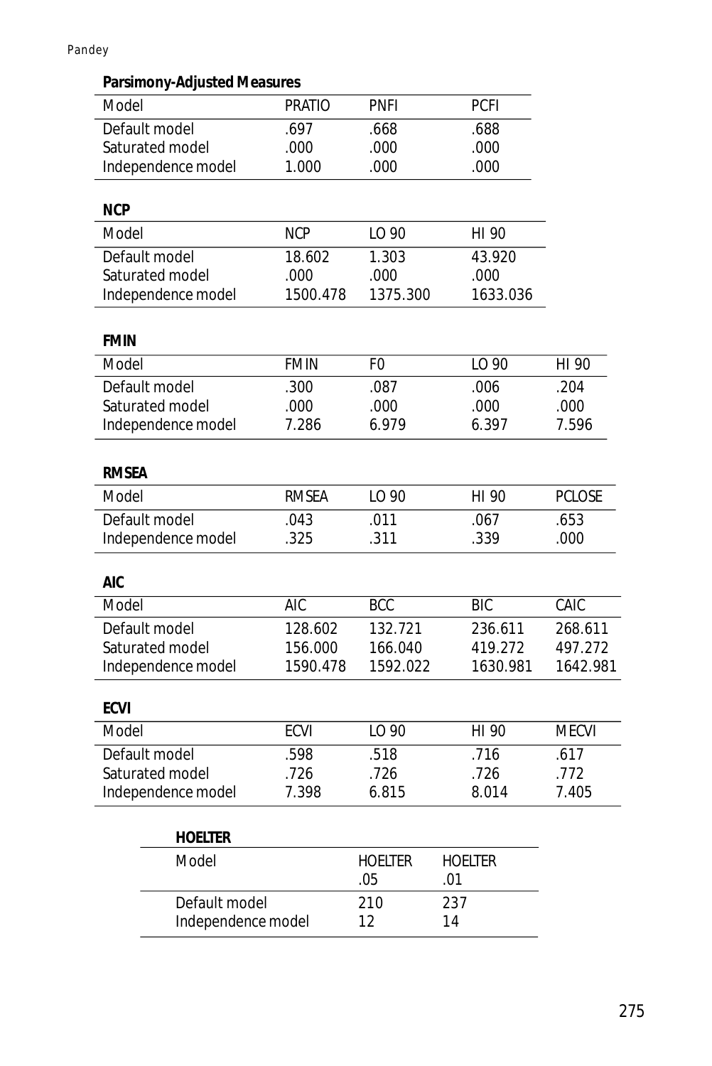**Parsimony-Adjusted Measures**

| Model | PRATIO | PNFI | PCFI |
|---|---|---|---|
| Default model | .697 | .668 | .688 |
| Saturated model | .000 | .000 | .000 |
| Independence model | 1.000 | .000 | .000 |

**NCP**

| Model | NCP | LO 90 | HI 90 |
|---|---|---|---|
| Default model | 18.602 | 1.303 | 43.920 |
| Saturated model | .000 | .000 | .000 |
| Independence model | 1500.478 | 1375.300 | 1633.036 |

**FMIN**

| Model | FMIN | F0 | LO 90 | HI 90 |
|---|---|---|---|---|
| Default model | .300 | .087 | .006 | .204 |
| Saturated model | .000 | .000 | .000 | .000 |
| Independence model | 7.286 | 6.979 | 6.397 | 7.596 |

**RMSEA**

| Model | RMSEA | LO 90 | HI 90 | PCLOSE |
|---|---|---|---|---|
| Default model | .043 | .011 | .067 | .653 |
| Independence model | .325 | .311 | .339 | .000 |

**AIC**

| Model | AIC | BCC | BIC | CAIC |
|---|---|---|---|---|
| Default model | 128.602 | 132.721 | 236.611 | 268.611 |
| Saturated model | 156.000 | 166.040 | 419.272 | 497.272 |
| Independence model | 1590.478 | 1592.022 | 1630.981 | 1642.981 |

**ECVI**

| Model | ECVI | LO 90 | HI 90 | MECVI |
|---|---|---|---|---|
| Default model | .598 | .518 | .716 | .617 |
| Saturated model | .726 | .726 | .726 | .772 |
| Independence model | 7.398 | 6.815 | 8.014 | 7.405 |

**HOELTER**

| Model | HOELTER .05 | HOELTER .01 |
|---|---|---|
| Default model | 210 | 237 |
| Independence model | 12 | 14 |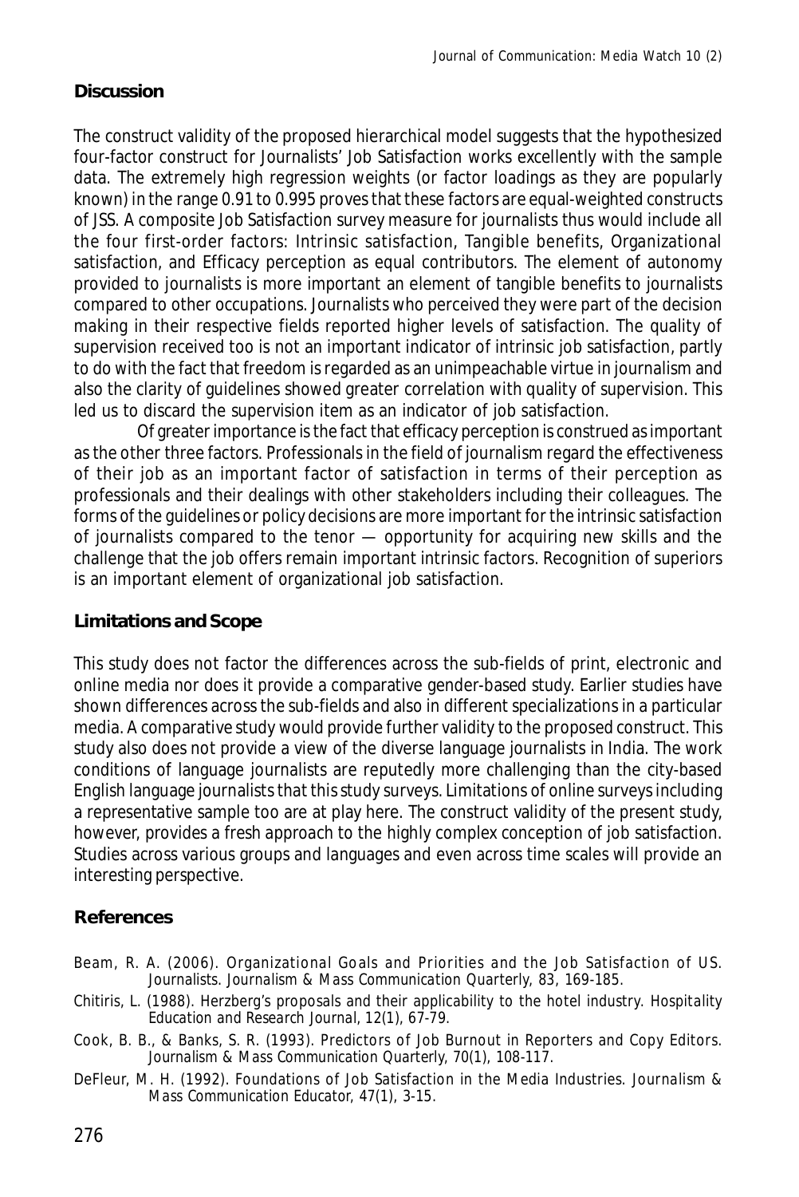## Discussion

The construct validity of the proposed hierarchical model suggests that the hypothesized four-factor construct for Journalists' Job Satisfaction works excellently with the sample data. The extremely high regression weights (or factor loadings as they are popularly known) in the range 0.91 to 0.995 proves that these factors are equal-weighted constructs of JSS. A composite Job Satisfaction survey measure for journalists thus would include all the four first-order factors: Intrinsic satisfaction, Tangible benefits, Organizational satisfaction, and Efficacy perception as equal contributors. The element of autonomy provided to journalists is more important an element of tangible benefits to journalists compared to other occupations. Journalists who perceived they were part of the decision making in their respective fields reported higher levels of satisfaction. The quality of supervision received too is not an important indicator of intrinsic job satisfaction, partly to do with the fact that freedom is regarded as an unimpeachable virtue in journalism and also the clarity of guidelines showed greater correlation with quality of supervision. This led us to discard the supervision item as an indicator of job satisfaction.

Of greater importance is the fact that efficacy perception is construed as important as the other three factors. Professionals in the field of journalism regard the effectiveness of their job as an important factor of satisfaction in terms of their perception as professionals and their dealings with other stakeholders including their colleagues. The forms of the guidelines or policy decisions are more important for the intrinsic satisfaction of journalists compared to the tenor — opportunity for acquiring new skills and the challenge that the job offers remain important intrinsic factors. Recognition of superiors is an important element of organizational job satisfaction.

## Limitations and Scope

This study does not factor the differences across the sub-fields of print, electronic and online media nor does it provide a comparative gender-based study. Earlier studies have shown differences across the sub-fields and also in different specializations in a particular media. A comparative study would provide further validity to the proposed construct. This study also does not provide a view of the diverse language journalists in India. The work conditions of language journalists are reputedly more challenging than the city-based English language journalists that this study surveys. Limitations of online surveys including a representative sample too are at play here. The construct validity of the present study, however, provides a fresh approach to the highly complex conception of job satisfaction. Studies across various groups and languages and even across time scales will provide an interesting perspective.

## References

Beam, R. A. (2006). Organizational Goals and Priorities and the Job Satisfaction of US. Journalists. *Journalism & Mass Communication Quarterly, 83*, 169-185.

Chitiris, L. (1988). Herzberg's proposals and their applicability to the hotel industry. *Hospitality Education and Research Journal, 12*(1), 67-79.

Cook, B. B., & Banks, S. R. (1993). Predictors of Job Burnout in Reporters and Copy Editors. *Journalism & Mass Communication Quarterly, 70*(1), 108-117.

DeFleur, M. H. (1992). Foundations of Job Satisfaction in the Media Industries. *Journalism & Mass Communication Educator, 47*(1), 3-15.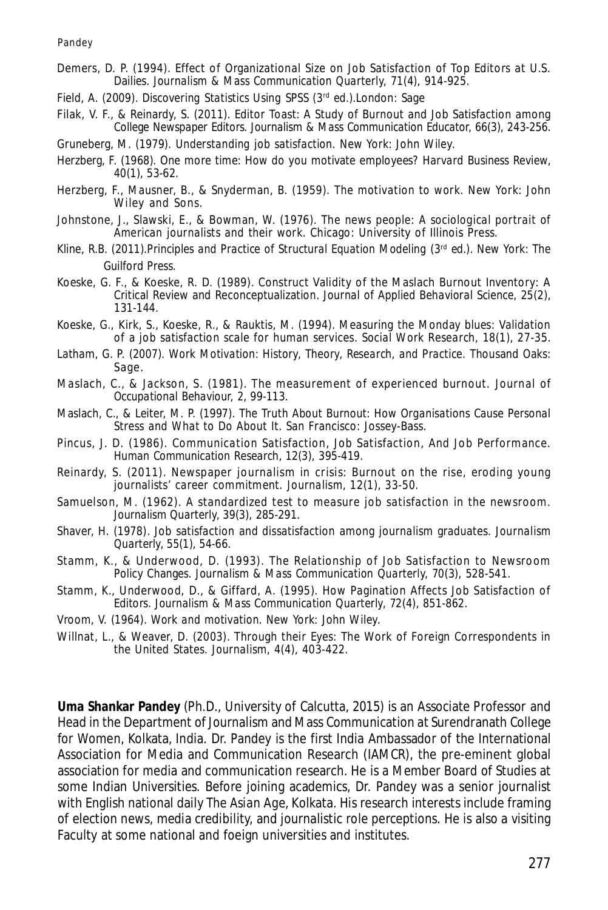Demers, D. P. (1994). Effect of Organizational Size on Job Satisfaction of Top Editors at U.S. Dailies. Journalism & Mass Communication Quarterly, 71(4), 914-925.

Field, A. (2009). Discovering Statistics Using SPSS (3rd ed.).London: Sage

Filak, V. F., & Reinardy, S. (2011). Editor Toast: A Study of Burnout and Job Satisfaction among College Newspaper Editors. Journalism & Mass Communication Educator, 66(3), 243-256.

Gruneberg, M. (1979). Understanding job satisfaction. New York: John Wiley.

Herzberg, F. (1968). One more time: How do you motivate employees? Harvard Business Review, 40(1), 53-62.

Herzberg, F., Mausner, B., & Snyderman, B. (1959). The motivation to work. New York: John Wiley and Sons.

Johnstone, J., Slawski, E., & Bowman, W. (1976). The news people: A sociological portrait of American journalists and their work. Chicago: University of Illinois Press.

Kline, R.B. (2011).Principles and Practice of Structural Equation Modeling (3rd ed.). New York: The Guilford Press.

Koeske, G. F., & Koeske, R. D. (1989). Construct Validity of the Maslach Burnout Inventory: A Critical Review and Reconceptualization. Journal of Applied Behavioral Science, 25(2), 131-144.

Koeske, G., Kirk, S., Koeske, R., & Rauktis, M. (1994). Measuring the Monday blues: Validation of a job satisfaction scale for human services. Social Work Research, 18(1), 27-35.

Latham, G. P. (2007). Work Motivation: History, Theory, Research, and Practice. Thousand Oaks: Sage.

Maslach, C., & Jackson, S. (1981). The measurement of experienced burnout. Journal of Occupational Behaviour, 2, 99-113.

Maslach, C., & Leiter, M. P. (1997). The Truth About Burnout: How Organisations Cause Personal Stress and What to Do About It. San Francisco: Jossey-Bass.

Pincus, J. D. (1986). Communication Satisfaction, Job Satisfaction, And Job Performance. Human Communication Research, 12(3), 395-419.

Reinardy, S. (2011). Newspaper journalism in crisis: Burnout on the rise, eroding young journalists' career commitment. Journalism, 12(1), 33-50.

Samuelson, M. (1962). A standardized test to measure job satisfaction in the newsroom. Journalism Quarterly, 39(3), 285-291.

Shaver, H. (1978). Job satisfaction and dissatisfaction among journalism graduates. Journalism Quarterly, 55(1), 54-66.

Stamm, K., & Underwood, D. (1993). The Relationship of Job Satisfaction to Newsroom Policy Changes. Journalism & Mass Communication Quarterly, 70(3), 528-541.

Stamm, K., Underwood, D., & Giffard, A. (1995). How Pagination Affects Job Satisfaction of Editors. Journalism & Mass Communication Quarterly, 72(4), 851-862.

Vroom, V. (1964). Work and motivation. New York: John Wiley.

Willnat, L., & Weaver, D. (2003). Through their Eyes: The Work of Foreign Correspondents in the United States. Journalism, 4(4), 403-422.

**Uma Shankar Pandey** (Ph.D., University of Calcutta, 2015) is an Associate Professor and Head in the Department of Journalism and Mass Communication at Surendranath College for Women, Kolkata, India. Dr. Pandey is the first India Ambassador of the International Association for Media and Communication Research (IAMCR), the pre-eminent global association for media and communication research. He is a Member Board of Studies at some Indian Universities. Before joining academics, Dr. Pandey was a senior journalist with English national daily The Asian Age, Kolkata. His research interests include framing of election news, media credibility, and journalistic role perceptions. He is also a visiting Faculty at some national and foeign universities and institutes.